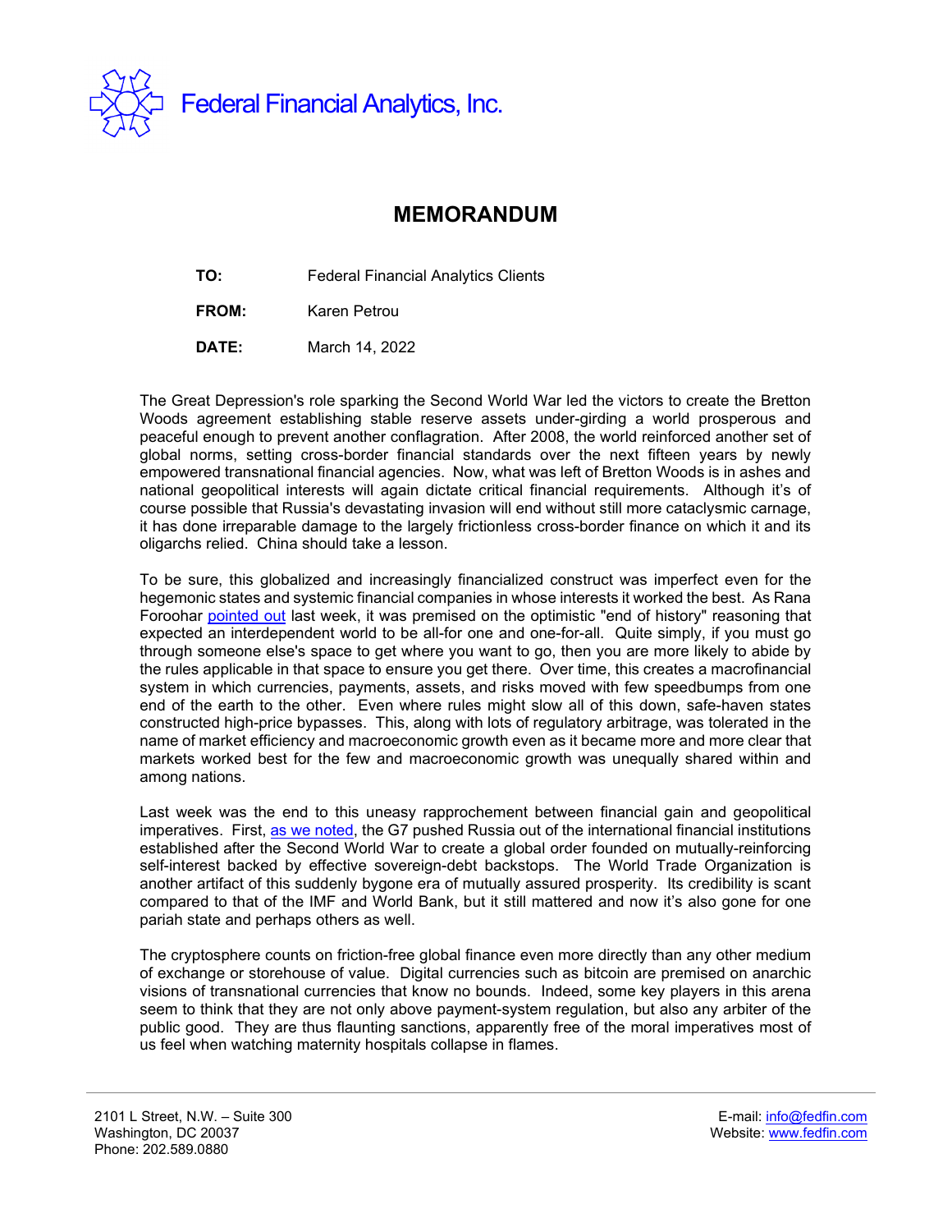Federal Financial Analytics, Inc.

# MEMORANDUM

**TO:** Federal Financial Analytics Clients

**FROM:** Karen Petrou

**DATE:** March 14, 2022

The Great Depression's role sparking the Second World War led the victors to create the Bretton Woods agreement establishing stable reserve assets under-girding a world prosperous and peaceful enough to prevent another conflagration. After 2008, the world reinforced another set of global norms, setting cross-border financial standards over the next fifteen years by newly empowered transnational financial agencies. Now, what was left of Bretton Woods is in ashes and national geopolitical interests will again dictate critical financial requirements. Although it's of course possible that Russia's devastating invasion will end without still more cataclysmic carnage, it has done irreparable damage to the largely frictionless cross-border finance on which it and its oligarchs relied. China should take a lesson.

To be sure, this globalized and increasingly financialized construct was imperfect even for the hegemonic states and systemic financial companies in whose interests it worked the best. As Rana Foroohar [pointed out](#) last week, it was premised on the optimistic "end of history" reasoning that expected an interdependent world to be all-for one and one-for-all. Quite simply, if you must go through someone else's space to get where you want to go, then you are more likely to abide by the rules applicable in that space to ensure you get there. Over time, this creates a macrofinancial system in which currencies, payments, assets, and risks moved with few speedbumps from one end of the earth to the other. Even where rules might slow all of this down, safe-haven states constructed high-price bypasses. This, along with lots of regulatory arbitrage, was tolerated in the name of market efficiency and macroeconomic growth even as it became more and more clear that markets worked best for the few and macroeconomic growth was unequally shared within and among nations.

Last week was the end to this uneasy rapprochement between financial gain and geopolitical imperatives. First, [as we noted](#), the G7 pushed Russia out of the international financial institutions established after the Second World War to create a global order founded on mutually-reinforcing self-interest backed by effective sovereign-debt backstops. The World Trade Organization is another artifact of this suddenly bygone era of mutually assured prosperity. Its credibility is scant compared to that of the IMF and World Bank, but it still mattered and now it's also gone for one pariah state and perhaps others as well.

The cryptosphere counts on friction-free global finance even more directly than any other medium of exchange or storehouse of value. Digital currencies such as bitcoin are premised on anarchic visions of transnational currencies that know no bounds. Indeed, some key players in this arena seem to think that they are not only above payment-system regulation, but also any arbiter of the public good. They are thus flaunting sanctions, apparently free of the moral imperatives most of us feel when watching maternity hospitals collapse in flames.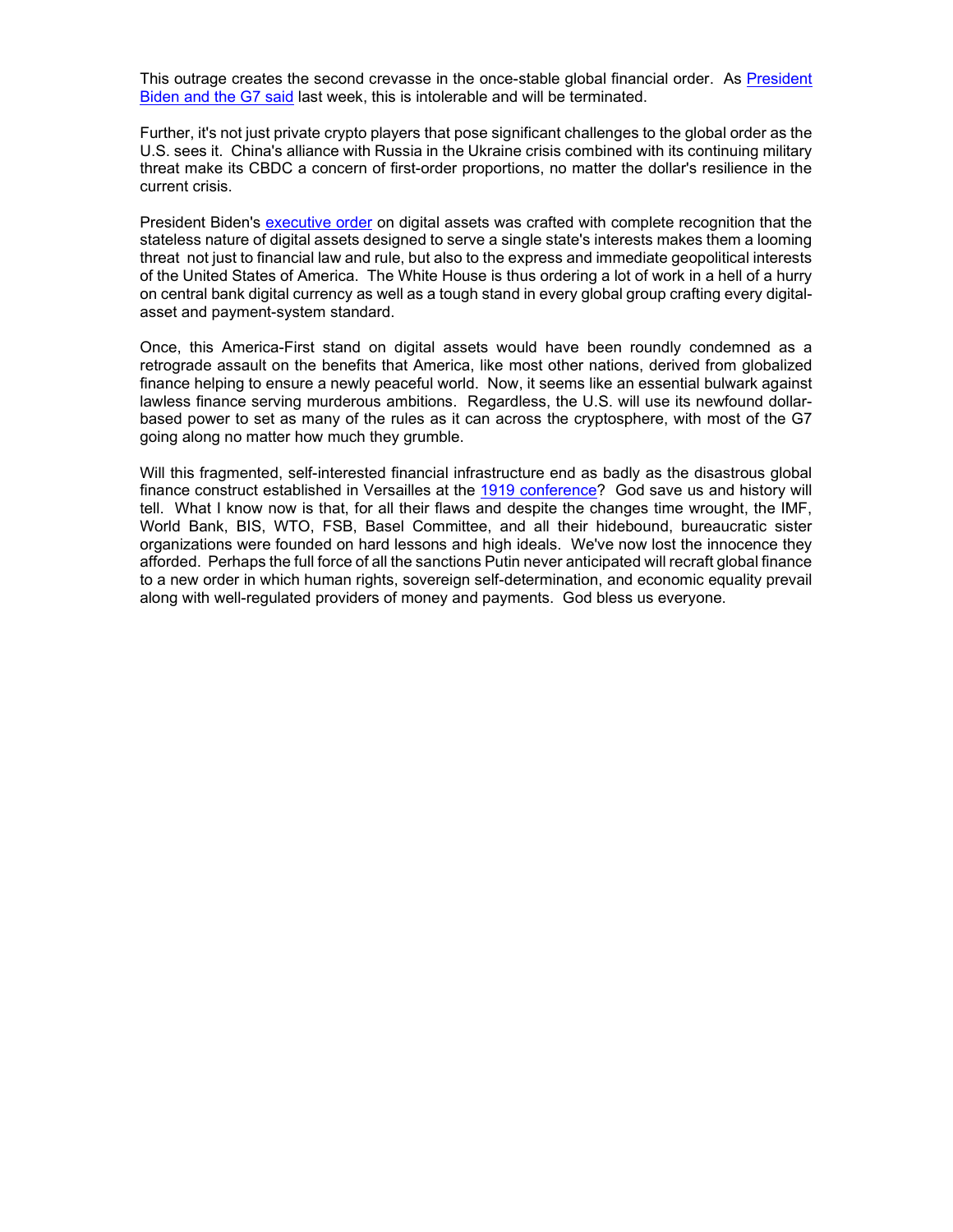This outrage creates the second crevasse in the once-stable global financial order. As President Biden and the G7 said last week, this is intolerable and will be terminated.

Further, it's not just private crypto players that pose significant challenges to the global order as the U.S. sees it. China's alliance with Russia in the Ukraine crisis combined with its continuing military threat make its CBDC a concern of first-order proportions, no matter the dollar's resilience in the current crisis.

President Biden's executive order on digital assets was crafted with complete recognition that the stateless nature of digital assets designed to serve a single state's interests makes them a looming threat not just to financial law and rule, but also to the express and immediate geopolitical interests of the United States of America. The White House is thus ordering a lot of work in a hell of a hurry on central bank digital currency as well as a tough stand in every global group crafting every digital-asset and payment-system standard.

Once, this America-First stand on digital assets would have been roundly condemned as a retrograde assault on the benefits that America, like most other nations, derived from globalized finance helping to ensure a newly peaceful world. Now, it seems like an essential bulwark against lawless finance serving murderous ambitions. Regardless, the U.S. will use its newfound dollar-based power to set as many of the rules as it can across the cryptosphere, with most of the G7 going along no matter how much they grumble.

Will this fragmented, self-interested financial infrastructure end as badly as the disastrous global finance construct established in Versailles at the 1919 conference? God save us and history will tell. What I know now is that, for all their flaws and despite the changes time wrought, the IMF, World Bank, BIS, WTO, FSB, Basel Committee, and all their hidebound, bureaucratic sister organizations were founded on hard lessons and high ideals. We've now lost the innocence they afforded. Perhaps the full force of all the sanctions Putin never anticipated will recraft global finance to a new order in which human rights, sovereign self-determination, and economic equality prevail along with well-regulated providers of money and payments. God bless us everyone.